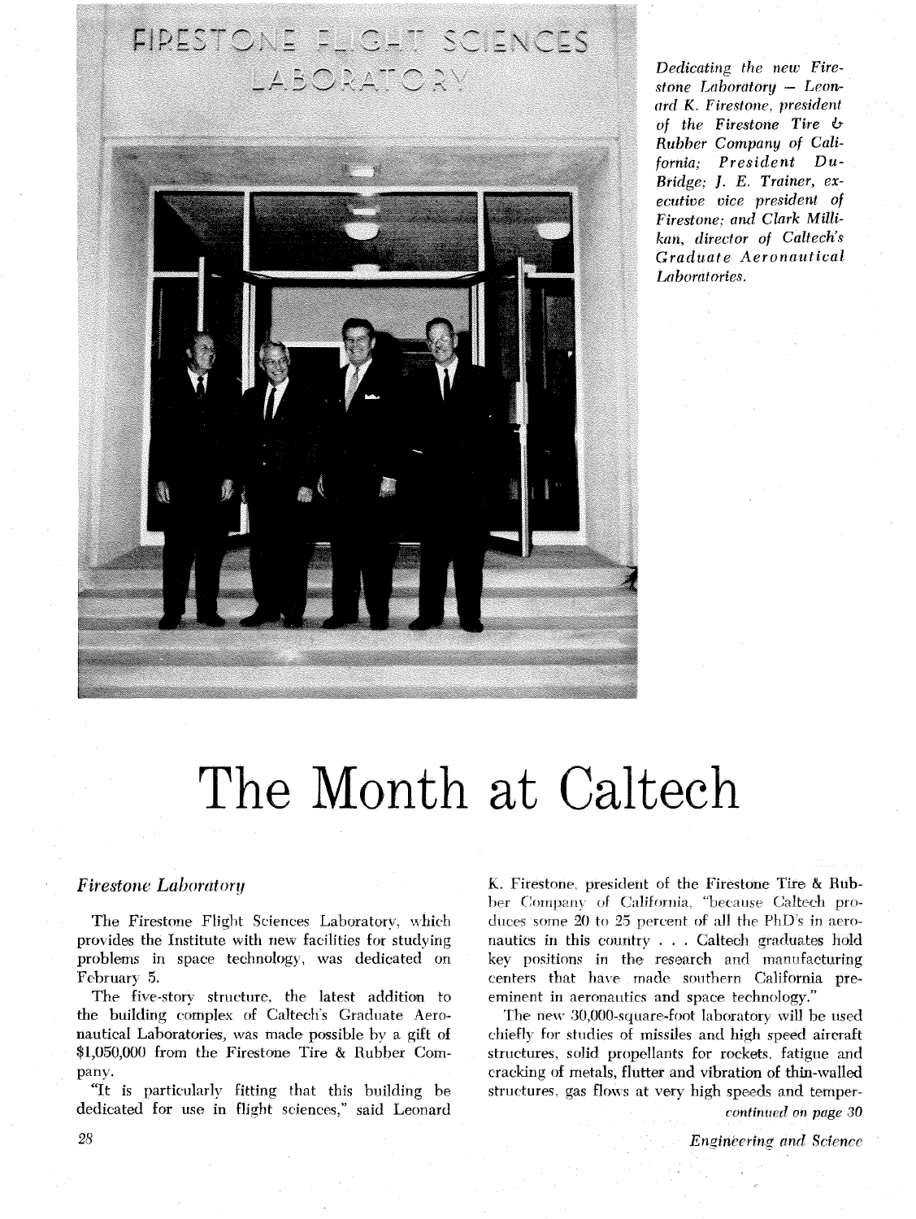*Dedicating the new Firestone Laboratory — Leonard K. Firestone, president of the Firestone Tire & Rubber Company of California; President DuBridge; J. E. Trainer, executive vice president of Firestone; and Clark Millikan, director of Caltech's Graduate Aeronautical Laboratories.*

# The Month at Caltech

### *Firestone Laboratory*

The Firestone Flight Sciences Laboratory, which provides the Institute with new facilities for studying problems in space technology, was dedicated on February 5.

The five-story structure, the latest addition to the building complex of Caltech's Graduate Aeronautical Laboratories, was made possible by a gift of $1,050,000 from the Firestone Tire & Rubber Company.

"It is particularly fitting that this building be dedicated for use in flight sciences," said Leonard K. Firestone, president of the Firestone Tire & Rubber Company of California, "because Caltech produces some 20 to 25 percent of all the PhD's in aeronautics in this country . . . Caltech graduates hold key positions in the research and manufacturing centers that have made southern California preeminent in aeronautics and space technology."

The new 30,000-square-foot laboratory will be used chiefly for studies of missiles and high speed aircraft structures, solid propellants for rockets, fatigue and cracking of metals, flutter and vibration of thin-walled structures, gas flows at very high speeds and temper-

*continued on page 30*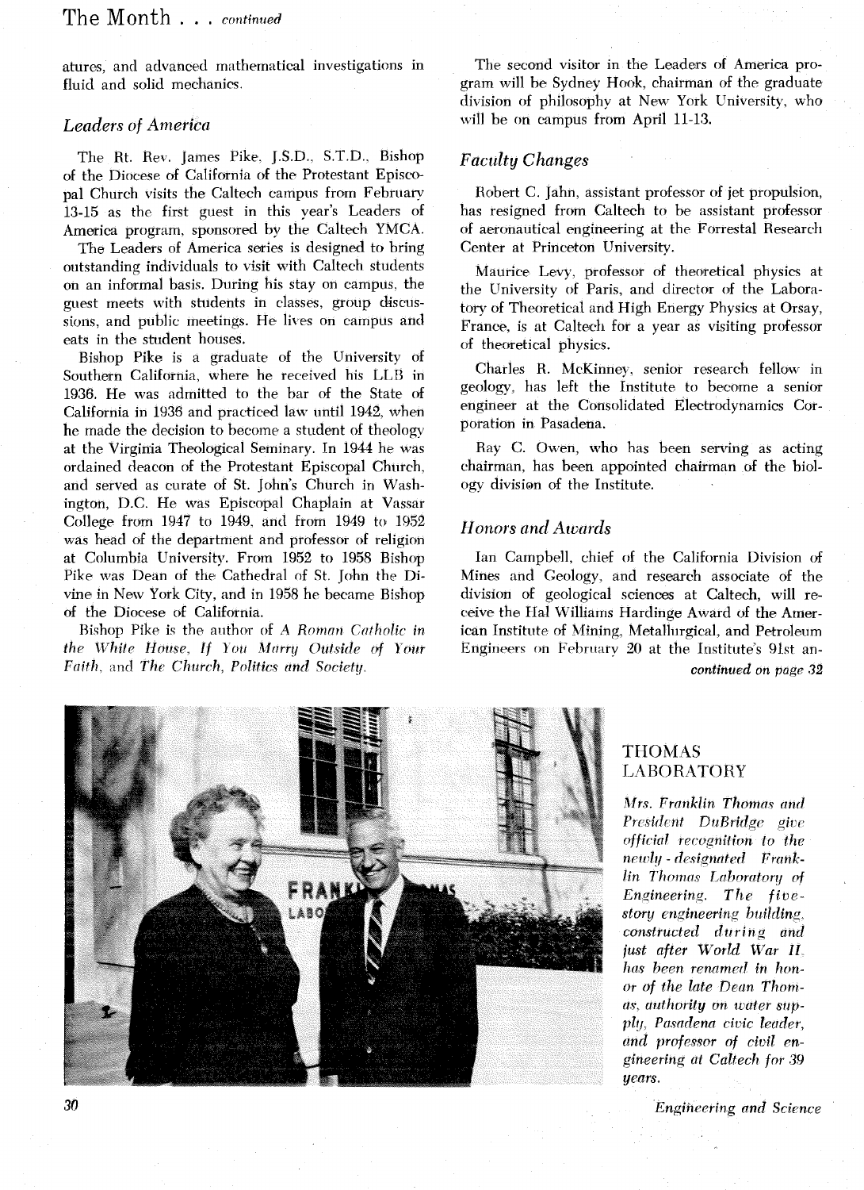atures, and advanced mathematical investigations in fluid and solid mechanics.

### *Leaders of America*

The Rt. Rev. James Pike, J.S.D., S.T.D., Bishop of the Diocese of California of the Protestant Episcopal Church visits the Caltech campus from February 13-15 as the first guest in this year's Leaders of America program, sponsored by the Caltech YMCA.

The Leaders of America series is designed to bring outstanding individuals to visit with Caltech students on an informal basis. During his stay on campus, the guest meets with students in classes, group discussions, and public meetings. He lives on campus and eats in the student houses.

Bishop Pike is a graduate of the University of Southern California, where he received his LLB in 1936. He was admitted to the bar of the State of California in 1936 and practiced law until 1942, when he made the decision to become a student of theology at the Virginia Theological Seminary. In 1944 he was ordained deacon of the Protestant Episcopal Church, and served as curate of St. John's Church in Washington, D.C. He was Episcopal Chaplain at Vassar College from 1947 to 1949, and from 1949 to 1952 was head of the department and professor of religion at Columbia University. From 1952 to 1958 Bishop Pike was Dean of the Cathedral of St. John the Divine in New York City, and in 1958 he became Bishop of the Diocese of California.

Bishop Pike is the author of *A Roman Catholic in the White House*, *If You Marry Outside of Your Faith*, and *The Church, Politics and Society*.

The second visitor in the Leaders of America program will be Sydney Hook, chairman of the graduate division of philosophy at New York University, who will be on campus from April 11-13.

### *Faculty Changes*

Robert C. Jahn, assistant professor of jet propulsion, has resigned from Caltech to be assistant professor of aeronautical engineering at the Forrestal Research Center at Princeton University.

Maurice Levy, professor of theoretical physics at the University of Paris, and director of the Laboratory of Theoretical and High Energy Physics at Orsay, France, is at Caltech for a year as visiting professor of theoretical physics.

Charles R. McKinney, senior research fellow in geology, has left the Institute to become a senior engineer at the Consolidated Electrodynamics Corporation in Pasadena.

Ray C. Owen, who has been serving as acting chairman, has been appointed chairman of the biology division of the Institute.

### *Honors and Awards*

Ian Campbell, chief of the California Division of Mines and Geology, and research associate of the division of geological sciences at Caltech, will receive the Hal Williams Hardinge Award of the American Institute of Mining, Metallurgical, and Petroleum Engineers on February 20 at the Institute's 91st an-

***continued on page 32***

## THOMAS LABORATORY

*Mrs. Franklin Thomas and President DuBridge give official recognition to the newly-designated Franklin Thomas Laboratory of Engineering. The five-story engineering building, constructed during and just after World War II, has been renamed in honor of the late Dean Thomas, authority on water supply, Pasadena civic leader, and professor of civil engineering at Caltech for 39 years.*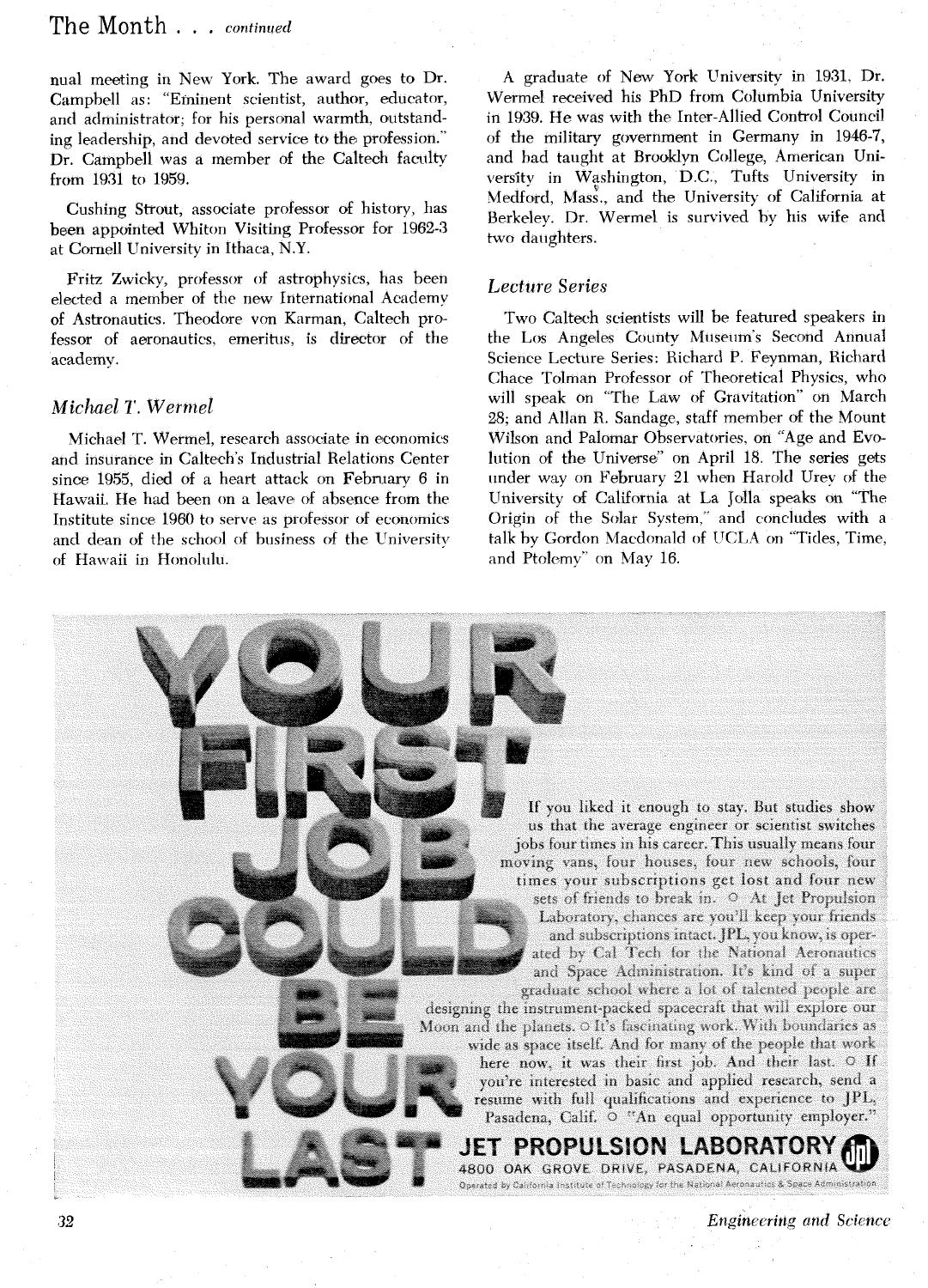nual meeting in New York. The award goes to Dr. Campbell as: "Eminent scientist, author, educator, and administrator; for his personal warmth, outstanding leadership, and devoted service to the profession." Dr. Campbell was a member of the Caltech faculty from 1931 to 1959.

Cushing Strout, associate professor of history, has been appointed Whiton Visiting Professor for 1962-3 at Cornell University in Ithaca, N.Y.

Fritz Zwicky, professor of astrophysics, has been elected a member of the new International Academy of Astronautics. Theodore von Karman, Caltech professor of aeronautics, emeritus, is director of the academy.

### *Michael T. Wermel*

Michael T. Wermel, research associate in economics and insurance in Caltech's Industrial Relations Center since 1955, died of a heart attack on February 6 in Hawaii. He had been on a leave of absence from the Institute since 1960 to serve as professor of economics and dean of the school of business of the University of Hawaii in Honolulu.

A graduate of New York University in 1931, Dr. Wermel received his PhD from Columbia University in 1939. He was with the Inter-Allied Control Council of the military government in Germany in 1946-7, and had taught at Brooklyn College, American University in Washington, D.C., Tufts University in Medford, Mass., and the University of California at Berkeley. Dr. Wermel is survived by his wife and two daughters.

### *Lecture Series*

Two Caltech scientists will be featured speakers in the Los Angeles County Museum's Second Annual Science Lecture Series: Richard P. Feynman, Richard Chace Tolman Professor of Theoretical Physics, who will speak on "The Law of Gravitation" on March 28; and Allan R. Sandage, staff member of the Mount Wilson and Palomar Observatories, on "Age and Evolution of the Universe" on April 18. The series gets under way on February 21 when Harold Urey of the University of California at La Jolla speaks on "The Origin of the Solar System," and concludes with a talk by Gordon Macdonald of UCLA on "Tides, Time, and Ptolemy" on May 16.

# YOUR FIRST JOB COULD BE YOUR LAST

If you liked it enough to stay. But studies show us that the average engineer or scientist switches jobs four times in his career. This usually means four moving vans, four houses, four new schools, four times your subscriptions get lost and four new sets of friends to break in. ○ At Jet Propulsion Laboratory, chances are you'll keep your friends and subscriptions intact. JPL, you know, is operated by Cal Tech for the National Aeronautics and Space Administration. It's kind of a super graduate school where a lot of talented people are designing the instrument-packed spacecraft that will explore our Moon and the planets. ○ It's fascinating work. With boundaries as wide as space itself. And for many of the people that work here now, it was their first job. And their last. ○ If you're interested in basic and applied research, send a resume with full qualifications and experience to JPL, Pasadena, Calif. ○ "An equal opportunity employer."

**JET PROPULSION LABORATORY**
4800 OAK GROVE DRIVE, PASADENA, CALIFORNIA
Operated by California Institute of Technology for the National Aeronautics & Space Administration